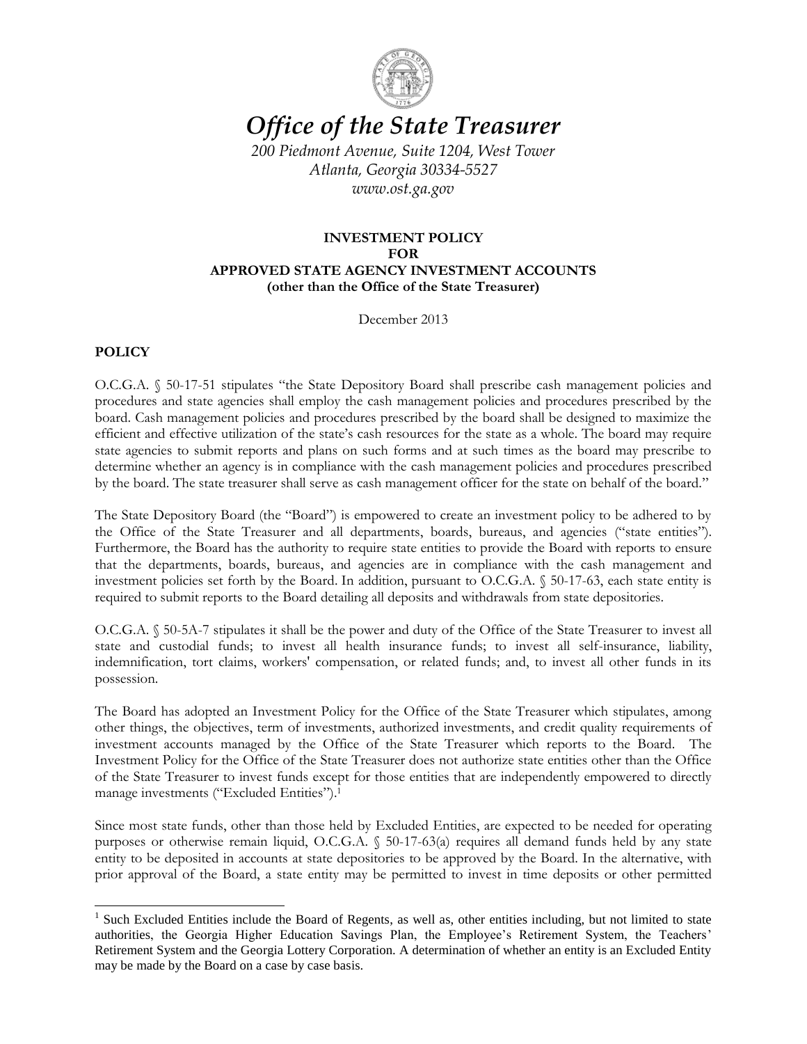# *Office of the State Treasurer*

*200 Piedmont Avenue, Suite 1204, West Tower*
*Atlanta, Georgia 30334-5527*
*www.ost.ga.gov*

**INVESTMENT POLICY**
**FOR**
**APPROVED STATE AGENCY INVESTMENT ACCOUNTS**
**(other than the Office of the State Treasurer)**

December 2013

## POLICY

O.C.G.A. § 50-17-51 stipulates "the State Depository Board shall prescribe cash management policies and procedures and state agencies shall employ the cash management policies and procedures prescribed by the board. Cash management policies and procedures prescribed by the board shall be designed to maximize the efficient and effective utilization of the state's cash resources for the state as a whole. The board may require state agencies to submit reports and plans on such forms and at such times as the board may prescribe to determine whether an agency is in compliance with the cash management policies and procedures prescribed by the board. The state treasurer shall serve as cash management officer for the state on behalf of the board."

The State Depository Board (the "Board") is empowered to create an investment policy to be adhered to by the Office of the State Treasurer and all departments, boards, bureaus, and agencies ("state entities"). Furthermore, the Board has the authority to require state entities to provide the Board with reports to ensure that the departments, boards, bureaus, and agencies are in compliance with the cash management and investment policies set forth by the Board. In addition, pursuant to O.C.G.A. § 50-17-63, each state entity is required to submit reports to the Board detailing all deposits and withdrawals from state depositories.

O.C.G.A. § 50-5A-7 stipulates it shall be the power and duty of the Office of the State Treasurer to invest all state and custodial funds; to invest all health insurance funds; to invest all self-insurance, liability, indemnification, tort claims, workers' compensation, or related funds; and, to invest all other funds in its possession.

The Board has adopted an Investment Policy for the Office of the State Treasurer which stipulates, among other things, the objectives, term of investments, authorized investments, and credit quality requirements of investment accounts managed by the Office of the State Treasurer which reports to the Board. The Investment Policy for the Office of the State Treasurer does not authorize state entities other than the Office of the State Treasurer to invest funds except for those entities that are independently empowered to directly manage investments ("Excluded Entities").[1]

Since most state funds, other than those held by Excluded Entities, are expected to be needed for operating purposes or otherwise remain liquid, O.C.G.A. § 50-17-63(a) requires all demand funds held by any state entity to be deposited in accounts at state depositories to be approved by the Board. In the alternative, with prior approval of the Board, a state entity may be permitted to invest in time deposits or other permitted

[1] Such Excluded Entities include the Board of Regents, as well as, other entities including, but not limited to state authorities, the Georgia Higher Education Savings Plan, the Employee's Retirement System, the Teachers' Retirement System and the Georgia Lottery Corporation. A determination of whether an entity is an Excluded Entity may be made by the Board on a case by case basis.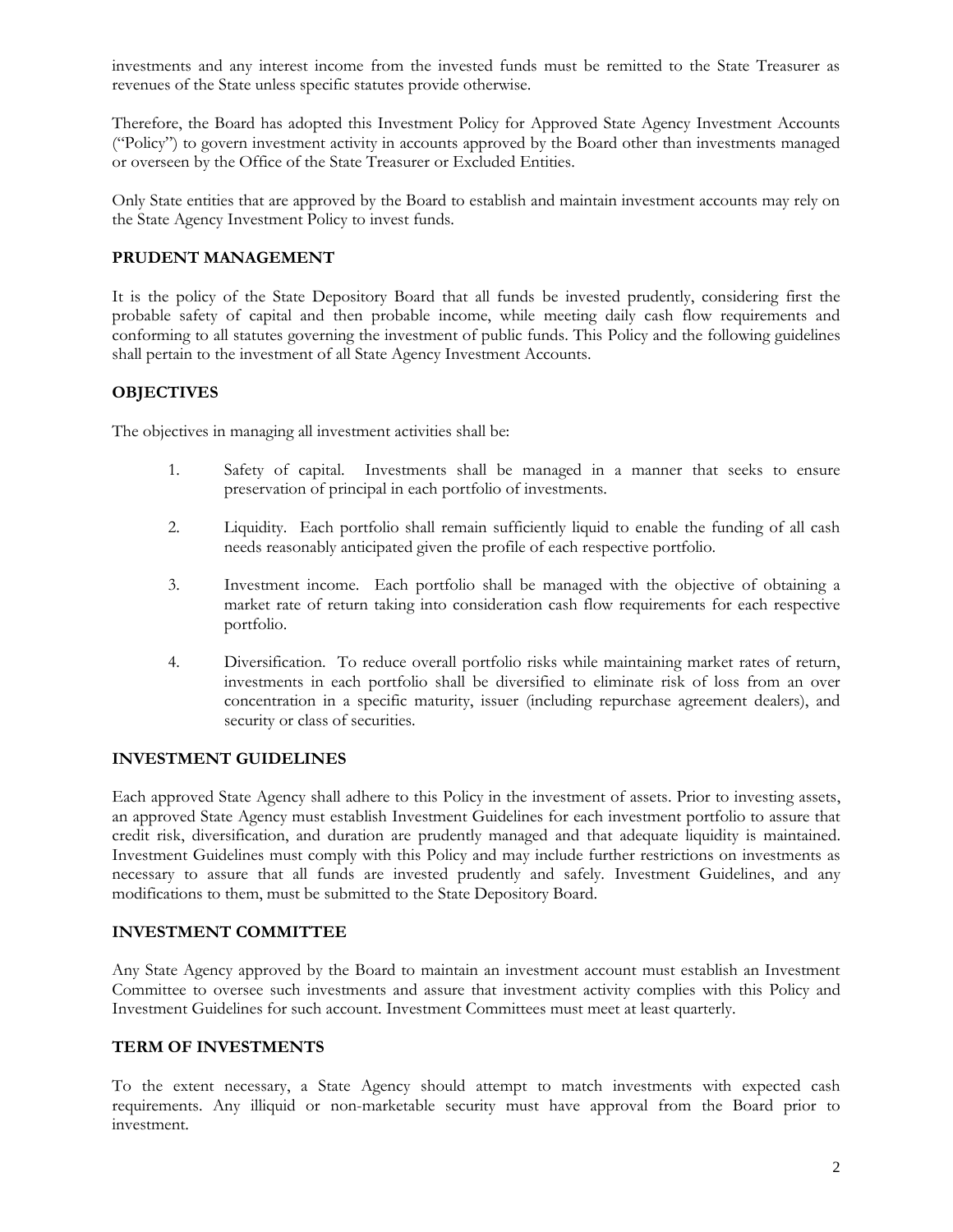investments and any interest income from the invested funds must be remitted to the State Treasurer as revenues of the State unless specific statutes provide otherwise.

Therefore, the Board has adopted this Investment Policy for Approved State Agency Investment Accounts ("Policy") to govern investment activity in accounts approved by the Board other than investments managed or overseen by the Office of the State Treasurer or Excluded Entities.

Only State entities that are approved by the Board to establish and maintain investment accounts may rely on the State Agency Investment Policy to invest funds.

## PRUDENT MANAGEMENT

It is the policy of the State Depository Board that all funds be invested prudently, considering first the probable safety of capital and then probable income, while meeting daily cash flow requirements and conforming to all statutes governing the investment of public funds. This Policy and the following guidelines shall pertain to the investment of all State Agency Investment Accounts.

## OBJECTIVES

The objectives in managing all investment activities shall be:

1. Safety of capital. Investments shall be managed in a manner that seeks to ensure preservation of principal in each portfolio of investments.

2. Liquidity. Each portfolio shall remain sufficiently liquid to enable the funding of all cash needs reasonably anticipated given the profile of each respective portfolio.

3. Investment income. Each portfolio shall be managed with the objective of obtaining a market rate of return taking into consideration cash flow requirements for each respective portfolio.

4. Diversification. To reduce overall portfolio risks while maintaining market rates of return, investments in each portfolio shall be diversified to eliminate risk of loss from an over concentration in a specific maturity, issuer (including repurchase agreement dealers), and security or class of securities.

## INVESTMENT GUIDELINES

Each approved State Agency shall adhere to this Policy in the investment of assets. Prior to investing assets, an approved State Agency must establish Investment Guidelines for each investment portfolio to assure that credit risk, diversification, and duration are prudently managed and that adequate liquidity is maintained. Investment Guidelines must comply with this Policy and may include further restrictions on investments as necessary to assure that all funds are invested prudently and safely. Investment Guidelines, and any modifications to them, must be submitted to the State Depository Board.

## INVESTMENT COMMITTEE

Any State Agency approved by the Board to maintain an investment account must establish an Investment Committee to oversee such investments and assure that investment activity complies with this Policy and Investment Guidelines for such account. Investment Committees must meet at least quarterly.

## TERM OF INVESTMENTS

To the extent necessary, a State Agency should attempt to match investments with expected cash requirements. Any illiquid or non-marketable security must have approval from the Board prior to investment.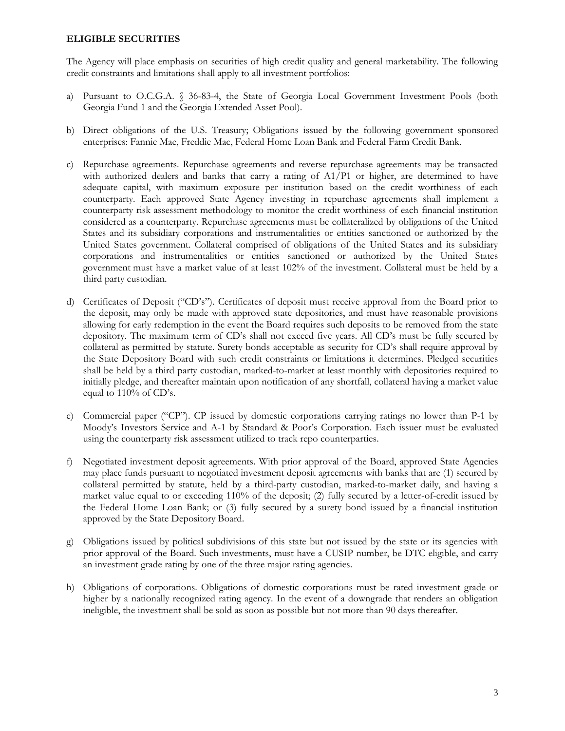**ELIGIBLE SECURITIES**

The Agency will place emphasis on securities of high credit quality and general marketability. The following credit constraints and limitations shall apply to all investment portfolios:

a) Pursuant to O.C.G.A. § 36-83-4, the State of Georgia Local Government Investment Pools (both Georgia Fund 1 and the Georgia Extended Asset Pool).

b) Direct obligations of the U.S. Treasury; Obligations issued by the following government sponsored enterprises: Fannie Mae, Freddie Mac, Federal Home Loan Bank and Federal Farm Credit Bank.

c) Repurchase agreements. Repurchase agreements and reverse repurchase agreements may be transacted with authorized dealers and banks that carry a rating of A1/P1 or higher, are determined to have adequate capital, with maximum exposure per institution based on the credit worthiness of each counterparty. Each approved State Agency investing in repurchase agreements shall implement a counterparty risk assessment methodology to monitor the credit worthiness of each financial institution considered as a counterparty. Repurchase agreements must be collateralized by obligations of the United States and its subsidiary corporations and instrumentalities or entities sanctioned or authorized by the United States government. Collateral comprised of obligations of the United States and its subsidiary corporations and instrumentalities or entities sanctioned or authorized by the United States government must have a market value of at least 102% of the investment. Collateral must be held by a third party custodian.

d) Certificates of Deposit ("CD's"). Certificates of deposit must receive approval from the Board prior to the deposit, may only be made with approved state depositories, and must have reasonable provisions allowing for early redemption in the event the Board requires such deposits to be removed from the state depository. The maximum term of CD's shall not exceed five years. All CD's must be fully secured by collateral as permitted by statute. Surety bonds acceptable as security for CD's shall require approval by the State Depository Board with such credit constraints or limitations it determines. Pledged securities shall be held by a third party custodian, marked-to-market at least monthly with depositories required to initially pledge, and thereafter maintain upon notification of any shortfall, collateral having a market value equal to 110% of CD's.

e) Commercial paper ("CP"). CP issued by domestic corporations carrying ratings no lower than P-1 by Moody's Investors Service and A-1 by Standard & Poor's Corporation. Each issuer must be evaluated using the counterparty risk assessment utilized to track repo counterparties.

f) Negotiated investment deposit agreements. With prior approval of the Board, approved State Agencies may place funds pursuant to negotiated investment deposit agreements with banks that are (1) secured by collateral permitted by statute, held by a third-party custodian, marked-to-market daily, and having a market value equal to or exceeding 110% of the deposit; (2) fully secured by a letter-of-credit issued by the Federal Home Loan Bank; or (3) fully secured by a surety bond issued by a financial institution approved by the State Depository Board.

g) Obligations issued by political subdivisions of this state but not issued by the state or its agencies with prior approval of the Board. Such investments, must have a CUSIP number, be DTC eligible, and carry an investment grade rating by one of the three major rating agencies.

h) Obligations of corporations. Obligations of domestic corporations must be rated investment grade or higher by a nationally recognized rating agency. In the event of a downgrade that renders an obligation ineligible, the investment shall be sold as soon as possible but not more than 90 days thereafter.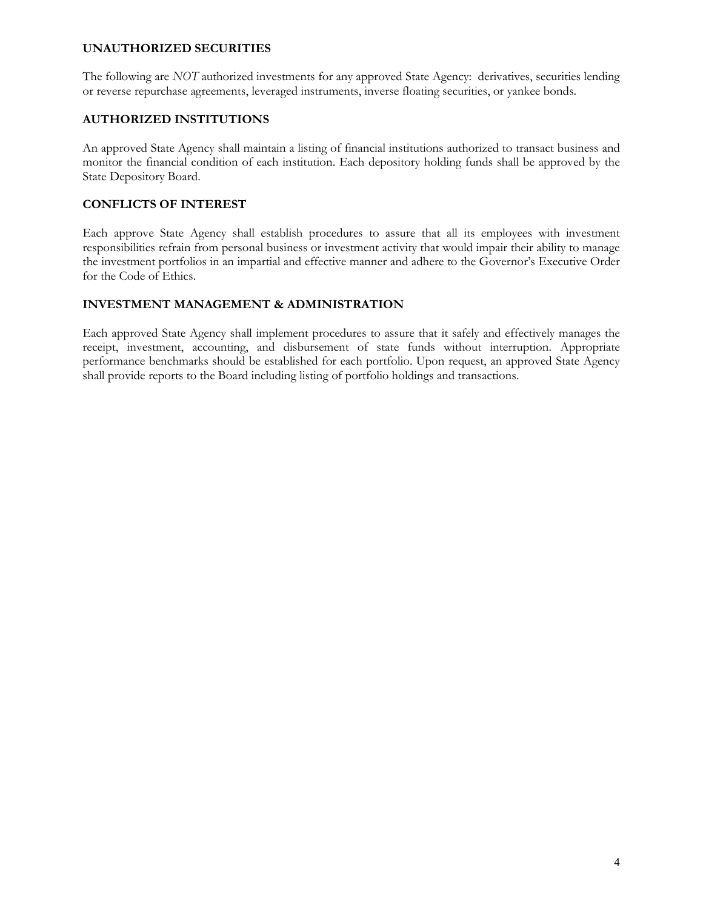## UNAUTHORIZED SECURITIES

The following are *NOT* authorized investments for any approved State Agency: derivatives, securities lending or reverse repurchase agreements, leveraged instruments, inverse floating securities, or yankee bonds.

## AUTHORIZED INSTITUTIONS

An approved State Agency shall maintain a listing of financial institutions authorized to transact business and monitor the financial condition of each institution. Each depository holding funds shall be approved by the State Depository Board.

## CONFLICTS OF INTEREST

Each approve State Agency shall establish procedures to assure that all its employees with investment responsibilities refrain from personal business or investment activity that would impair their ability to manage the investment portfolios in an impartial and effective manner and adhere to the Governor's Executive Order for the Code of Ethics.

## INVESTMENT MANAGEMENT & ADMINISTRATION

Each approved State Agency shall implement procedures to assure that it safely and effectively manages the receipt, investment, accounting, and disbursement of state funds without interruption. Appropriate performance benchmarks should be established for each portfolio. Upon request, an approved State Agency shall provide reports to the Board including listing of portfolio holdings and transactions.